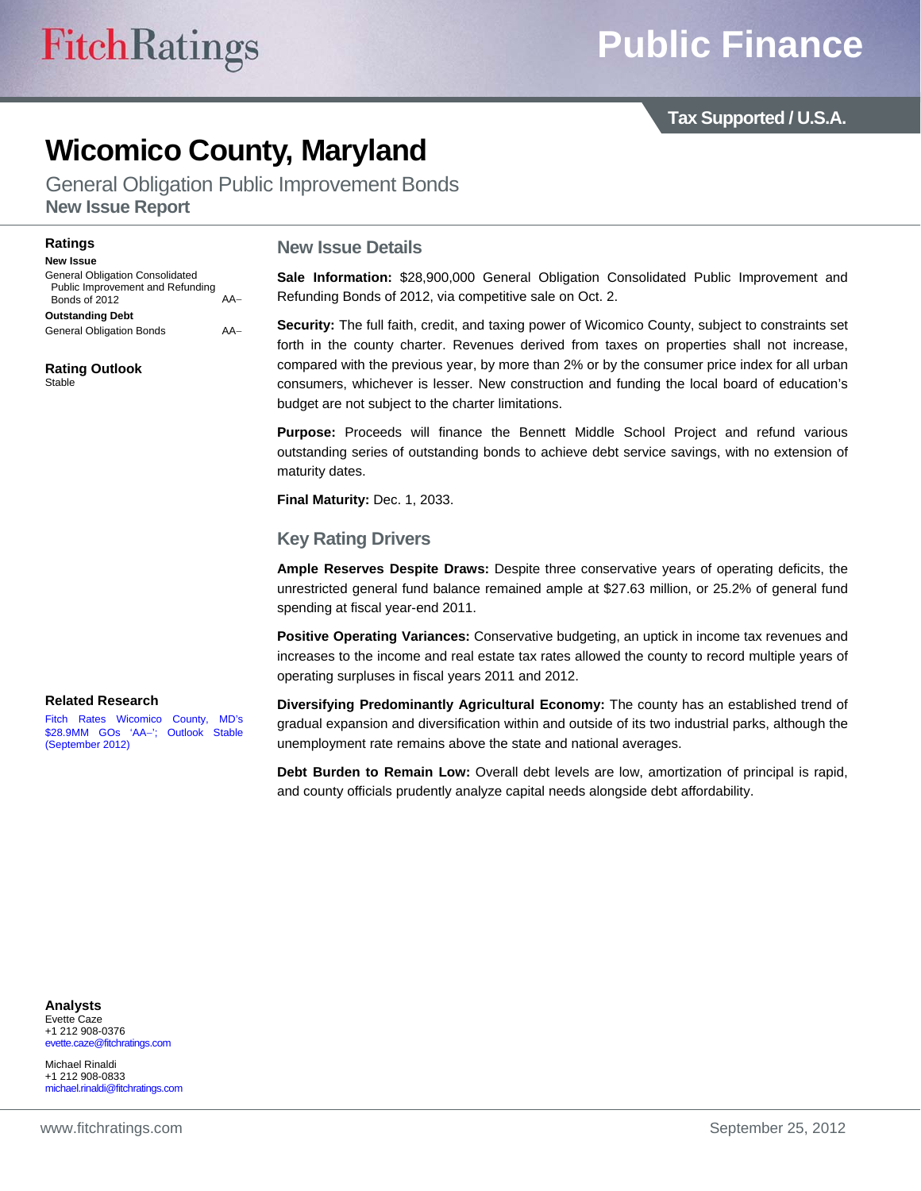# Wicomico County, Maryland

General Obligation Public Improvement Bonds

**New Issue Report**

## Ratings

**New Issue**

| | |
|---|---|
| General Obligation Consolidated Public Improvement and Refunding Bonds of 2012 | AA– |

**Outstanding Debt**

| | |
|---|---|
| General Obligation Bonds | AA– |

**Rating Outlook**

Stable

## Related Research

Fitch Rates Wicomico County, MD's $28.9MM GOs 'AA–'; Outlook Stable (September 2012)

## Analysts

Evette Caze
+1 212 908-0376
evette.caze@fitchratings.com

Michael Rinaldi
+1 212 908-0833
michael.rinaldi@fitchratings.com

## New Issue Details

**Sale Information:** $28,900,000 General Obligation Consolidated Public Improvement and Refunding Bonds of 2012, via competitive sale on Oct. 2.

**Security:** The full faith, credit, and taxing power of Wicomico County, subject to constraints set forth in the county charter. Revenues derived from taxes on properties shall not increase, compared with the previous year, by more than 2% or by the consumer price index for all urban consumers, whichever is lesser. New construction and funding the local board of education's budget are not subject to the charter limitations.

**Purpose:** Proceeds will finance the Bennett Middle School Project and refund various outstanding series of outstanding bonds to achieve debt service savings, with no extension of maturity dates.

**Final Maturity:** Dec. 1, 2033.

## Key Rating Drivers

**Ample Reserves Despite Draws:** Despite three conservative years of operating deficits, the unrestricted general fund balance remained ample at $27.63 million, or 25.2% of general fund spending at fiscal year-end 2011.

**Positive Operating Variances:** Conservative budgeting, an uptick in income tax revenues and increases to the income and real estate tax rates allowed the county to record multiple years of operating surpluses in fiscal years 2011 and 2012.

**Diversifying Predominantly Agricultural Economy:** The county has an established trend of gradual expansion and diversification within and outside of its two industrial parks, although the unemployment rate remains above the state and national averages.

**Debt Burden to Remain Low:** Overall debt levels are low, amortization of principal is rapid, and county officials prudently analyze capital needs alongside debt affordability.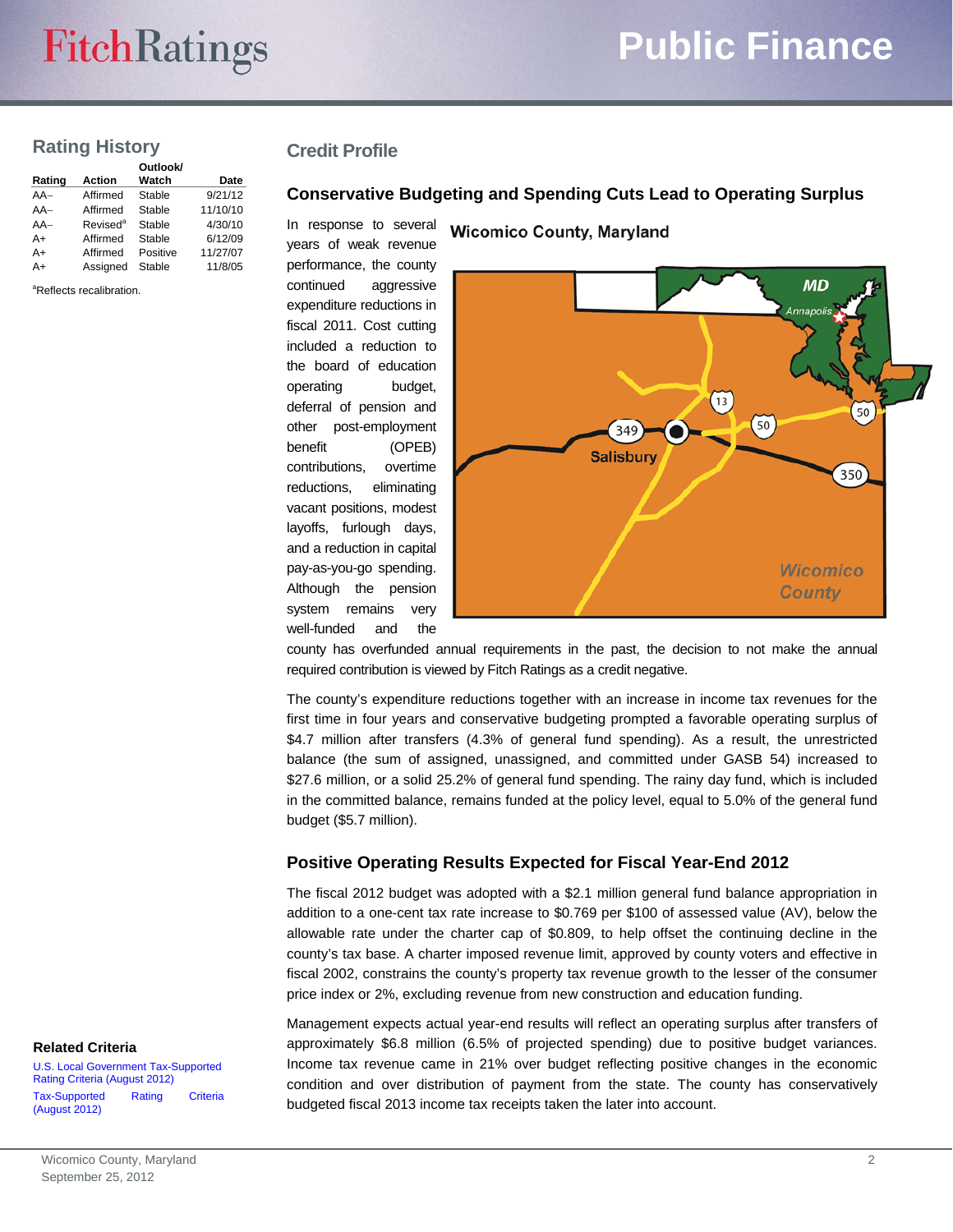## Rating History

| Rating | Action | Outlook/ Watch | Date |
|---|---|---|---|
| AA– | Affirmed | Stable | 9/21/12 |
| AA– | Affirmed | Stable | 11/10/10 |
| AA– | Revised[a] | Stable | 4/30/10 |
| A+ | Affirmed | Stable | 6/12/09 |
| A+ | Affirmed | Positive | 11/27/07 |
| A+ | Assigned | Stable | 11/8/05 |

[a]Reflects recalibration.

## Related Criteria

U.S. Local Government Tax-Supported Rating Criteria (August 2012)

Tax-Supported Rating Criteria (August 2012)

## Credit Profile

### Conservative Budgeting and Spending Cuts Lead to Operating Surplus

In response to several years of weak revenue performance, the county continued aggressive expenditure reductions in fiscal 2011. Cost cutting included a reduction to the board of education operating budget, deferral of pension and other post-employment benefit (OPEB) contributions, overtime reductions, eliminating vacant positions, modest layoffs, furlough days, and a reduction in capital pay-as-you-go spending. Although the pension system remains very well-funded and the county has overfunded annual requirements in the past, the decision to not make the annual required contribution is viewed by Fitch Ratings as a credit negative.

The county's expenditure reductions together with an increase in income tax revenues for the first time in four years and conservative budgeting prompted a favorable operating surplus of $4.7 million after transfers (4.3% of general fund spending). As a result, the unrestricted balance (the sum of assigned, unassigned, and committed under GASB 54) increased to $27.6 million, or a solid 25.2% of general fund spending. The rainy day fund, which is included in the committed balance, remains funded at the policy level, equal to 5.0% of the general fund budget ($5.7 million).

### Positive Operating Results Expected for Fiscal Year-End 2012

The fiscal 2012 budget was adopted with a $2.1 million general fund balance appropriation in addition to a one-cent tax rate increase to $0.769 per $100 of assessed value (AV), below the allowable rate under the charter cap of $0.809, to help offset the continuing decline in the county's tax base. A charter imposed revenue limit, approved by county voters and effective in fiscal 2002, constrains the county's property tax revenue growth to the lesser of the consumer price index or 2%, excluding revenue from new construction and education funding.

Management expects actual year-end results will reflect an operating surplus after transfers of approximately $6.8 million (6.5% of projected spending) due to positive budget variances. Income tax revenue came in 21% over budget reflecting positive changes in the economic condition and over distribution of payment from the state. The county has conservatively budgeted fiscal 2013 income tax receipts taken the later into account.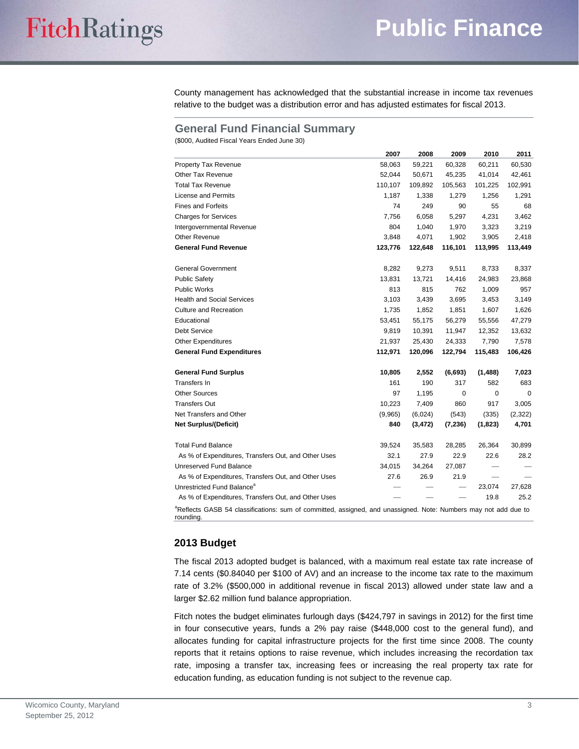County management has acknowledged that the substantial increase in income tax revenues relative to the budget was a distribution error and has adjusted estimates for fiscal 2013.

## General Fund Financial Summary

($000, Audited Fiscal Years Ended June 30)

| | 2007 | 2008 | 2009 | 2010 | 2011 |
|---|---|---|---|---|---|
| Property Tax Revenue | 58,063 | 59,221 | 60,328 | 60,211 | 60,530 |
| Other Tax Revenue | 52,044 | 50,671 | 45,235 | 41,014 | 42,461 |
| Total Tax Revenue | 110,107 | 109,892 | 105,563 | 101,225 | 102,991 |
| License and Permits | 1,187 | 1,338 | 1,279 | 1,256 | 1,291 |
| Fines and Forfeits | 74 | 249 | 90 | 55 | 68 |
| Charges for Services | 7,756 | 6,058 | 5,297 | 4,231 | 3,462 |
| Intergovernmental Revenue | 804 | 1,040 | 1,970 | 3,323 | 3,219 |
| Other Revenue | 3,848 | 4,071 | 1,902 | 3,905 | 2,418 |
| **General Fund Revenue** | **123,776** | **122,648** | **116,101** | **113,995** | **113,449** |
| | | | | | |
| General Government | 8,282 | 9,273 | 9,511 | 8,733 | 8,337 |
| Public Safety | 13,831 | 13,721 | 14,416 | 24,983 | 23,868 |
| Public Works | 813 | 815 | 762 | 1,009 | 957 |
| Health and Social Services | 3,103 | 3,439 | 3,695 | 3,453 | 3,149 |
| Culture and Recreation | 1,735 | 1,852 | 1,851 | 1,607 | 1,626 |
| Educational | 53,451 | 55,175 | 56,279 | 55,556 | 47,279 |
| Debt Service | 9,819 | 10,391 | 11,947 | 12,352 | 13,632 |
| Other Expenditures | 21,937 | 25,430 | 24,333 | 7,790 | 7,578 |
| **General Fund Expenditures** | **112,971** | **120,096** | **122,794** | **115,483** | **106,426** |
| | | | | | |
| **General Fund Surplus** | **10,805** | **2,552** | **(6,693)** | **(1,488)** | **7,023** |
| Transfers In | 161 | 190 | 317 | 582 | 683 |
| Other Sources | 97 | 1,195 | 0 | 0 | 0 |
| Transfers Out | 10,223 | 7,409 | 860 | 917 | 3,005 |
| Net Transfers and Other | (9,965) | (6,024) | (543) | (335) | (2,322) |
| **Net Surplus/(Deficit)** | **840** | **(3,472)** | **(7,236)** | **(1,823)** | **4,701** |
| | | | | | |
| Total Fund Balance | 39,524 | 35,583 | 28,285 | 26,364 | 30,899 |
| As % of Expenditures, Transfers Out, and Other Uses | 32.1 | 27.9 | 22.9 | 22.6 | 28.2 |
| Unreserved Fund Balance | 34,015 | 34,264 | 27,087 | — | — |
| As % of Expenditures, Transfers Out, and Other Uses | 27.6 | 26.9 | 21.9 | — | — |
| Unrestricted Fund Balance[a] | — | — | — | 23,074 | 27,628 |
| As % of Expenditures, Transfers Out, and Other Uses | — | — | — | 19.8 | 25.2 |

[a]Reflects GASB 54 classifications: sum of committed, assigned, and unassigned. Note: Numbers may not add due to rounding.

## 2013 Budget

The fiscal 2013 adopted budget is balanced, with a maximum real estate tax rate increase of 7.14 cents ($0.84040 per $100 of AV) and an increase to the income tax rate to the maximum rate of 3.2% ($500,000 in additional revenue in fiscal 2013) allowed under state law and a larger $2.62 million fund balance appropriation.

Fitch notes the budget eliminates furlough days ($424,797 in savings in 2012) for the first time in four consecutive years, funds a 2% pay raise ($448,000 cost to the general fund), and allocates funding for capital infrastructure projects for the first time since 2008. The county reports that it retains options to raise revenue, which includes increasing the recordation tax rate, imposing a transfer tax, increasing fees or increasing the real property tax rate for education funding, as education funding is not subject to the revenue cap.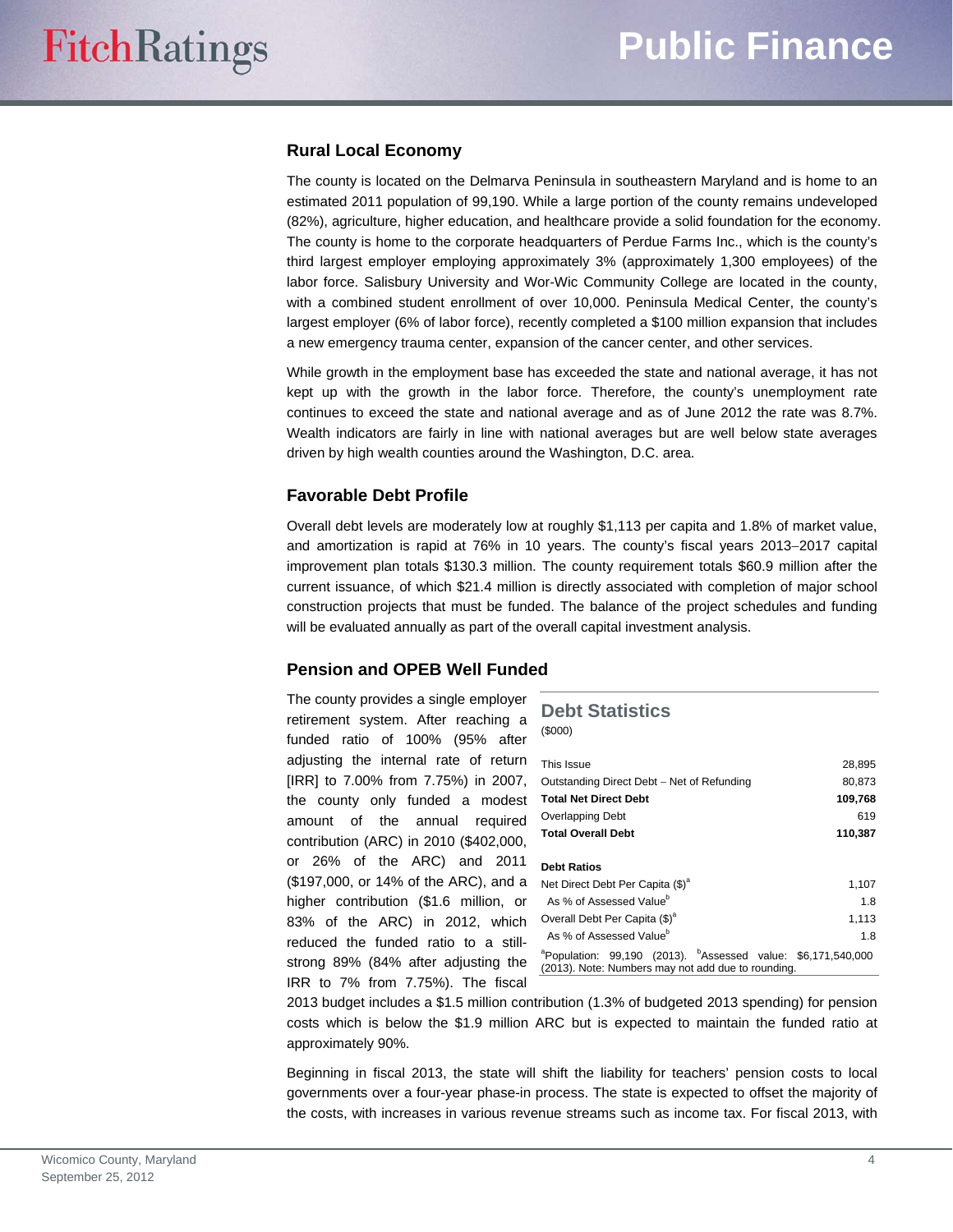## Rural Local Economy

The county is located on the Delmarva Peninsula in southeastern Maryland and is home to an estimated 2011 population of 99,190. While a large portion of the county remains undeveloped (82%), agriculture, higher education, and healthcare provide a solid foundation for the economy. The county is home to the corporate headquarters of Perdue Farms Inc., which is the county's third largest employer employing approximately 3% (approximately 1,300 employees) of the labor force. Salisbury University and Wor-Wic Community College are located in the county, with a combined student enrollment of over 10,000. Peninsula Medical Center, the county's largest employer (6% of labor force), recently completed a $100 million expansion that includes a new emergency trauma center, expansion of the cancer center, and other services.

While growth in the employment base has exceeded the state and national average, it has not kept up with the growth in the labor force. Therefore, the county's unemployment rate continues to exceed the state and national average and as of June 2012 the rate was 8.7%. Wealth indicators are fairly in line with national averages but are well below state averages driven by high wealth counties around the Washington, D.C. area.

## Favorable Debt Profile

Overall debt levels are moderately low at roughly $1,113 per capita and 1.8% of market value, and amortization is rapid at 76% in 10 years. The county's fiscal years 2013–2017 capital improvement plan totals $130.3 million. The county requirement totals $60.9 million after the current issuance, of which $21.4 million is directly associated with completion of major school construction projects that must be funded. The balance of the project schedules and funding will be evaluated annually as part of the overall capital investment analysis.

## Pension and OPEB Well Funded

The county provides a single employer retirement system. After reaching a funded ratio of 100% (95% after adjusting the internal rate of return [IRR] to 7.00% from 7.75%) in 2007, the county only funded a modest amount of the annual required contribution (ARC) in 2010 ($402,000, or 26% of the ARC) and 2011 ($197,000, or 14% of the ARC), and a higher contribution ($1.6 million, or 83% of the ARC) in 2012, which reduced the funded ratio to a still-strong 89% (84% after adjusting the IRR to 7% from 7.75%). The fiscal 2013 budget includes a $1.5 million contribution (1.3% of budgeted 2013 spending) for pension costs which is below the $1.9 million ARC but is expected to maintain the funded ratio at approximately 90%.

### Debt Statistics

($000)

| | |
|---|---|
| This Issue | 28,895 |
| Outstanding Direct Debt – Net of Refunding | 80,873 |
| **Total Net Direct Debt** | **109,768** |
| Overlapping Debt | 619 |
| **Total Overall Debt** | **110,387** |
| | |
| **Debt Ratios** | |
| Net Direct Debt Per Capita ($)[a] | 1,107 |
| As % of Assessed Value[b] | 1.8 |
| Overall Debt Per Capita ($)[a] | 1,113 |
| As % of Assessed Value[b] | 1.8 |

[a]Population: 99,190 (2013). [b]Assessed value: $6,171,540,000 (2013). Note: Numbers may not add due to rounding.

Beginning in fiscal 2013, the state will shift the liability for teachers' pension costs to local governments over a four-year phase-in process. The state is expected to offset the majority of the costs, with increases in various revenue streams such as income tax. For fiscal 2013, with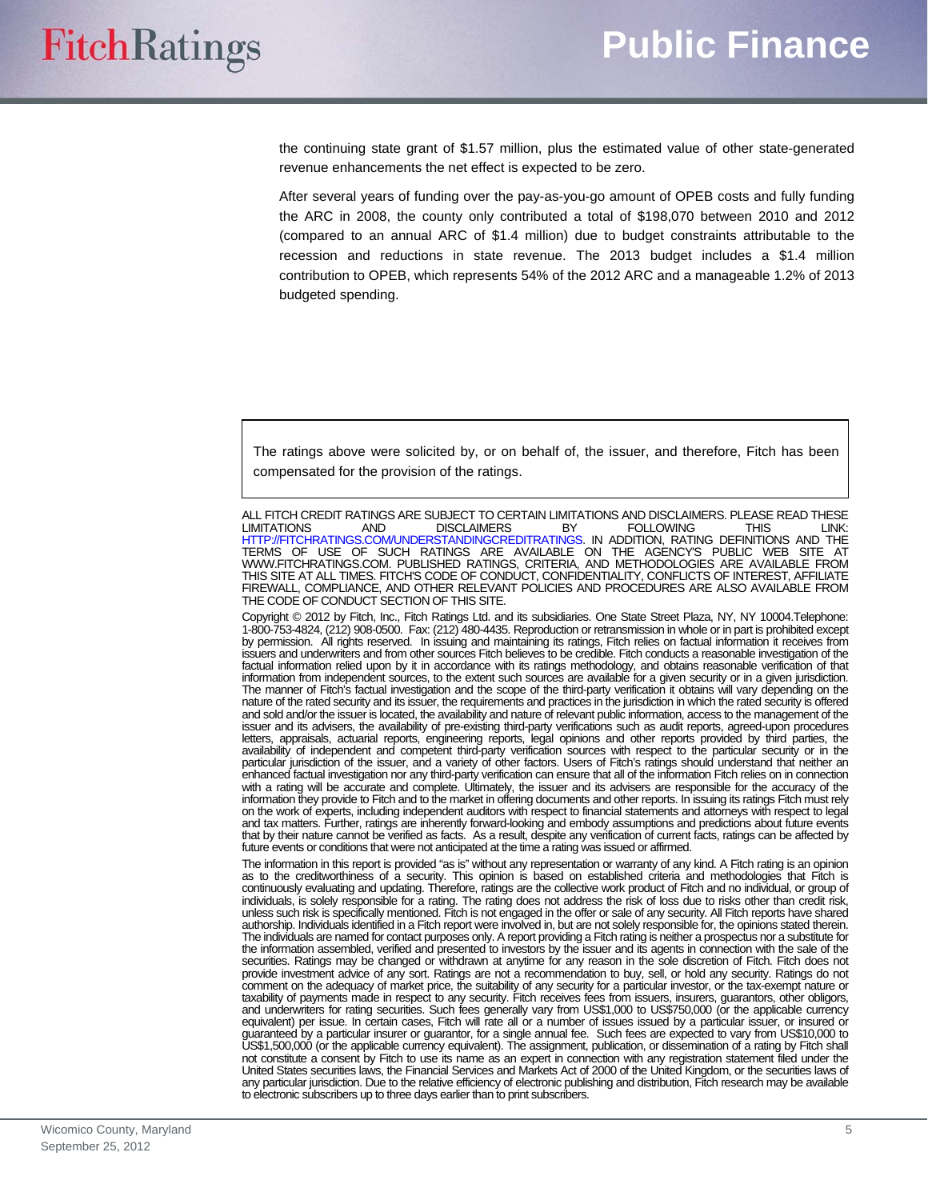the continuing state grant of $1.57 million, plus the estimated value of other state-generated revenue enhancements the net effect is expected to be zero.

After several years of funding over the pay-as-you-go amount of OPEB costs and fully funding the ARC in 2008, the county only contributed a total of $198,070 between 2010 and 2012 (compared to an annual ARC of $1.4 million) due to budget constraints attributable to the recession and reductions in state revenue. The 2013 budget includes a $1.4 million contribution to OPEB, which represents 54% of the 2012 ARC and a manageable 1.2% of 2013 budgeted spending.

The ratings above were solicited by, or on behalf of, the issuer, and therefore, Fitch has been compensated for the provision of the ratings.

ALL FITCH CREDIT RATINGS ARE SUBJECT TO CERTAIN LIMITATIONS AND DISCLAIMERS. PLEASE READ THESE LIMITATIONS AND DISCLAIMERS BY FOLLOWING THIS LINK: HTTP://FITCHRATINGS.COM/UNDERSTANDINGCREDITRATINGS. IN ADDITION, RATING DEFINITIONS AND THE TERMS OF USE OF SUCH RATINGS ARE AVAILABLE ON THE AGENCY'S PUBLIC WEB SITE AT WWW.FITCHRATINGS.COM. PUBLISHED RATINGS, CRITERIA, AND METHODOLOGIES ARE AVAILABLE FROM THIS SITE AT ALL TIMES. FITCH'S CODE OF CONDUCT, CONFIDENTIALITY, CONFLICTS OF INTEREST, AFFILIATE FIREWALL, COMPLIANCE, AND OTHER RELEVANT POLICIES AND PROCEDURES ARE ALSO AVAILABLE FROM THE CODE OF CONDUCT SECTION OF THIS SITE.

Copyright © 2012 by Fitch, Inc., Fitch Ratings Ltd. and its subsidiaries. One State Street Plaza, NY, NY 10004.Telephone: 1-800-753-4824, (212) 908-0500. Fax: (212) 480-4435. Reproduction or retransmission in whole or in part is prohibited except by permission. All rights reserved. In issuing and maintaining its ratings, Fitch relies on factual information it receives from issuers and underwriters and from other sources Fitch believes to be credible. Fitch conducts a reasonable investigation of the factual information relied upon by it in accordance with its ratings methodology, and obtains reasonable verification of that information from independent sources, to the extent such sources are available for a given security or in a given jurisdiction. The manner of Fitch's factual investigation and the scope of the third-party verification it obtains will vary depending on the nature of the rated security and its issuer, the requirements and practices in the jurisdiction in which the rated security is offered and sold and/or the issuer is located, the availability and nature of relevant public information, access to the management of the issuer and its advisers, the availability of pre-existing third-party verifications such as audit reports, agreed-upon procedures letters, appraisals, actuarial reports, engineering reports, legal opinions and other reports provided by third parties, the availability of independent and competent third-party verification sources with respect to the particular security or in the particular jurisdiction of the issuer, and a variety of other factors. Users of Fitch's ratings should understand that neither an enhanced factual investigation nor any third-party verification can ensure that all of the information Fitch relies on in connection with a rating will be accurate and complete. Ultimately, the issuer and its advisers are responsible for the accuracy of the information they provide to Fitch and to the market in offering documents and other reports. In issuing its ratings Fitch must rely on the work of experts, including independent auditors with respect to financial statements and attorneys with respect to legal and tax matters. Further, ratings are inherently forward-looking and embody assumptions and predictions about future events that by their nature cannot be verified as facts. As a result, despite any verification of current facts, ratings can be affected by future events or conditions that were not anticipated at the time a rating was issued or affirmed.

The information in this report is provided "as is" without any representation or warranty of any kind. A Fitch rating is an opinion as to the creditworthiness of a security. This opinion is based on established criteria and methodologies that Fitch is continuously evaluating and updating. Therefore, ratings are the collective work product of Fitch and no individual, or group of individuals, is solely responsible for a rating. The rating does not address the risk of loss due to risks other than credit risk, unless such risk is specifically mentioned. Fitch is not engaged in the offer or sale of any security. All Fitch reports have shared authorship. Individuals identified in a Fitch report were involved in, but are not solely responsible for, the opinions stated therein. The individuals are named for contact purposes only. A report providing a Fitch rating is neither a prospectus nor a substitute for the information assembled, verified and presented to investors by the issuer and its agents in connection with the sale of the securities. Ratings may be changed or withdrawn at anytime for any reason in the sole discretion of Fitch. Fitch does not provide investment advice of any sort. Ratings are not a recommendation to buy, sell, or hold any security. Ratings do not comment on the adequacy of market price, the suitability of any security for a particular investor, or the tax-exempt nature or taxability of payments made in respect to any security. Fitch receives fees from issuers, insurers, guarantors, other obligors, and underwriters for rating securities. Such fees generally vary from US$1,000 to US$750,000 (or the applicable currency equivalent) per issue. In certain cases, Fitch will rate all or a number of issues issued by a particular issuer, or insured or guaranteed by a particular insurer or guarantor, for a single annual fee. Such fees are expected to vary from US$10,000 to US$1,500,000 (or the applicable currency equivalent). The assignment, publication, or dissemination of a rating by Fitch shall not constitute a consent by Fitch to use its name as an expert in connection with any registration statement filed under the United States securities laws, the Financial Services and Markets Act of 2000 of the United Kingdom, or the securities laws of any particular jurisdiction. Due to the relative efficiency of electronic publishing and distribution, Fitch research may be available to electronic subscribers up to three days earlier than to print subscribers.